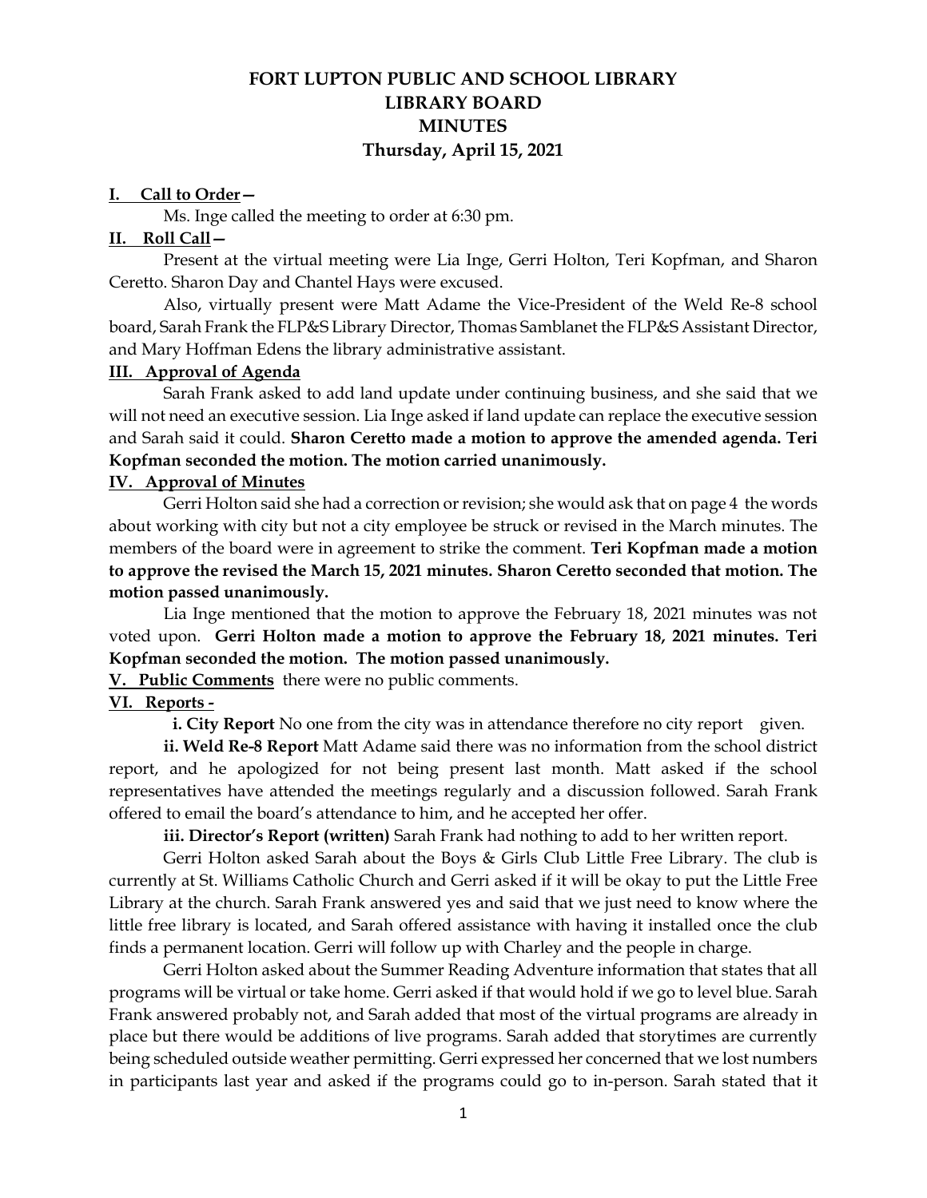# FORT LUPTON PUBLIC AND SCHOOL LIBRARY
# LIBRARY BOARD
# MINUTES
## Thursday, April 15, 2021

**I. Call to Order—**

Ms. Inge called the meeting to order at 6:30 pm.

**II. Roll Call—**

Present at the virtual meeting were Lia Inge, Gerri Holton, Teri Kopfman, and Sharon Ceretto. Sharon Day and Chantel Hays were excused.

Also, virtually present were Matt Adame the Vice-President of the Weld Re-8 school board, Sarah Frank the FLP&S Library Director, Thomas Samblanet the FLP&S Assistant Director, and Mary Hoffman Edens the library administrative assistant.

**III. Approval of Agenda**

Sarah Frank asked to add land update under continuing business, and she said that we will not need an executive session. Lia Inge asked if land update can replace the executive session and Sarah said it could. **Sharon Ceretto made a motion to approve the amended agenda. Teri Kopfman seconded the motion. The motion carried unanimously.**

**IV. Approval of Minutes**

Gerri Holton said she had a correction or revision; she would ask that on page 4 the words about working with city but not a city employee be struck or revised in the March minutes. The members of the board were in agreement to strike the comment. **Teri Kopfman made a motion to approve the revised the March 15, 2021 minutes. Sharon Ceretto seconded that motion. The motion passed unanimously.**

Lia Inge mentioned that the motion to approve the February 18, 2021 minutes was not voted upon. **Gerri Holton made a motion to approve the February 18, 2021 minutes. Teri Kopfman seconded the motion. The motion passed unanimously.**

**V. Public Comments** there were no public comments.

**VI. Reports -**

**i. City Report** No one from the city was in attendance therefore no city report given.

**ii. Weld Re-8 Report** Matt Adame said there was no information from the school district report, and he apologized for not being present last month. Matt asked if the school representatives have attended the meetings regularly and a discussion followed. Sarah Frank offered to email the board's attendance to him, and he accepted her offer.

**iii. Director's Report (written)** Sarah Frank had nothing to add to her written report.

Gerri Holton asked Sarah about the Boys & Girls Club Little Free Library. The club is currently at St. Williams Catholic Church and Gerri asked if it will be okay to put the Little Free Library at the church. Sarah Frank answered yes and said that we just need to know where the little free library is located, and Sarah offered assistance with having it installed once the club finds a permanent location. Gerri will follow up with Charley and the people in charge.

Gerri Holton asked about the Summer Reading Adventure information that states that all programs will be virtual or take home. Gerri asked if that would hold if we go to level blue. Sarah Frank answered probably not, and Sarah added that most of the virtual programs are already in place but there would be additions of live programs. Sarah added that storytimes are currently being scheduled outside weather permitting. Gerri expressed her concerned that we lost numbers in participants last year and asked if the programs could go to in-person. Sarah stated that it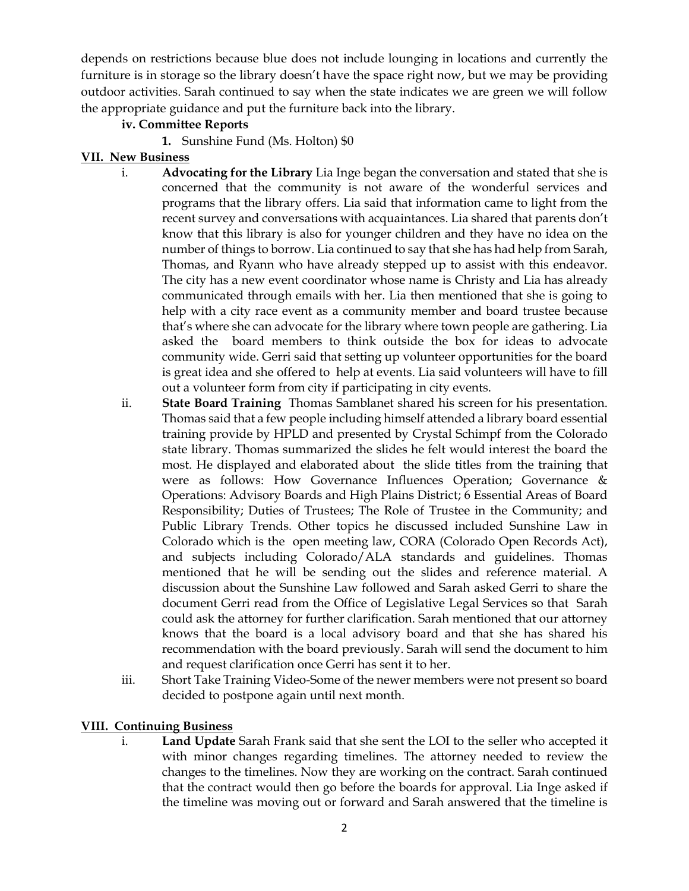depends on restrictions because blue does not include lounging in locations and currently the furniture is in storage so the library doesn't have the space right now, but we may be providing outdoor activities. Sarah continued to say when the state indicates we are green we will follow the appropriate guidance and put the furniture back into the library.

**iv. Committee Reports**

1. Sunshine Fund (Ms. Holton) $0

**VII. New Business**

i. **Advocating for the Library** Lia Inge began the conversation and stated that she is concerned that the community is not aware of the wonderful services and programs that the library offers. Lia said that information came to light from the recent survey and conversations with acquaintances. Lia shared that parents don't know that this library is also for younger children and they have no idea on the number of things to borrow. Lia continued to say that she has had help from Sarah, Thomas, and Ryann who have already stepped up to assist with this endeavor. The city has a new event coordinator whose name is Christy and Lia has already communicated through emails with her. Lia then mentioned that she is going to help with a city race event as a community member and board trustee because that's where she can advocate for the library where town people are gathering. Lia asked the board members to think outside the box for ideas to advocate community wide. Gerri said that setting up volunteer opportunities for the board is great idea and she offered to help at events. Lia said volunteers will have to fill out a volunteer form from city if participating in city events.

ii. **State Board Training** Thomas Samblanet shared his screen for his presentation. Thomas said that a few people including himself attended a library board essential training provide by HPLD and presented by Crystal Schimpf from the Colorado state library. Thomas summarized the slides he felt would interest the board the most. He displayed and elaborated about the slide titles from the training that were as follows: How Governance Influences Operation; Governance & Operations: Advisory Boards and High Plains District; 6 Essential Areas of Board Responsibility; Duties of Trustees; The Role of Trustee in the Community; and Public Library Trends. Other topics he discussed included Sunshine Law in Colorado which is the open meeting law, CORA (Colorado Open Records Act), and subjects including Colorado/ALA standards and guidelines. Thomas mentioned that he will be sending out the slides and reference material. A discussion about the Sunshine Law followed and Sarah asked Gerri to share the document Gerri read from the Office of Legislative Legal Services so that Sarah could ask the attorney for further clarification. Sarah mentioned that our attorney knows that the board is a local advisory board and that she has shared his recommendation with the board previously. Sarah will send the document to him and request clarification once Gerri has sent it to her.

iii. Short Take Training Video-Some of the newer members were not present so board decided to postpone again until next month.

**VIII. Continuing Business**

i. **Land Update** Sarah Frank said that she sent the LOI to the seller who accepted it with minor changes regarding timelines. The attorney needed to review the changes to the timelines. Now they are working on the contract. Sarah continued that the contract would then go before the boards for approval. Lia Inge asked if the timeline was moving out or forward and Sarah answered that the timeline is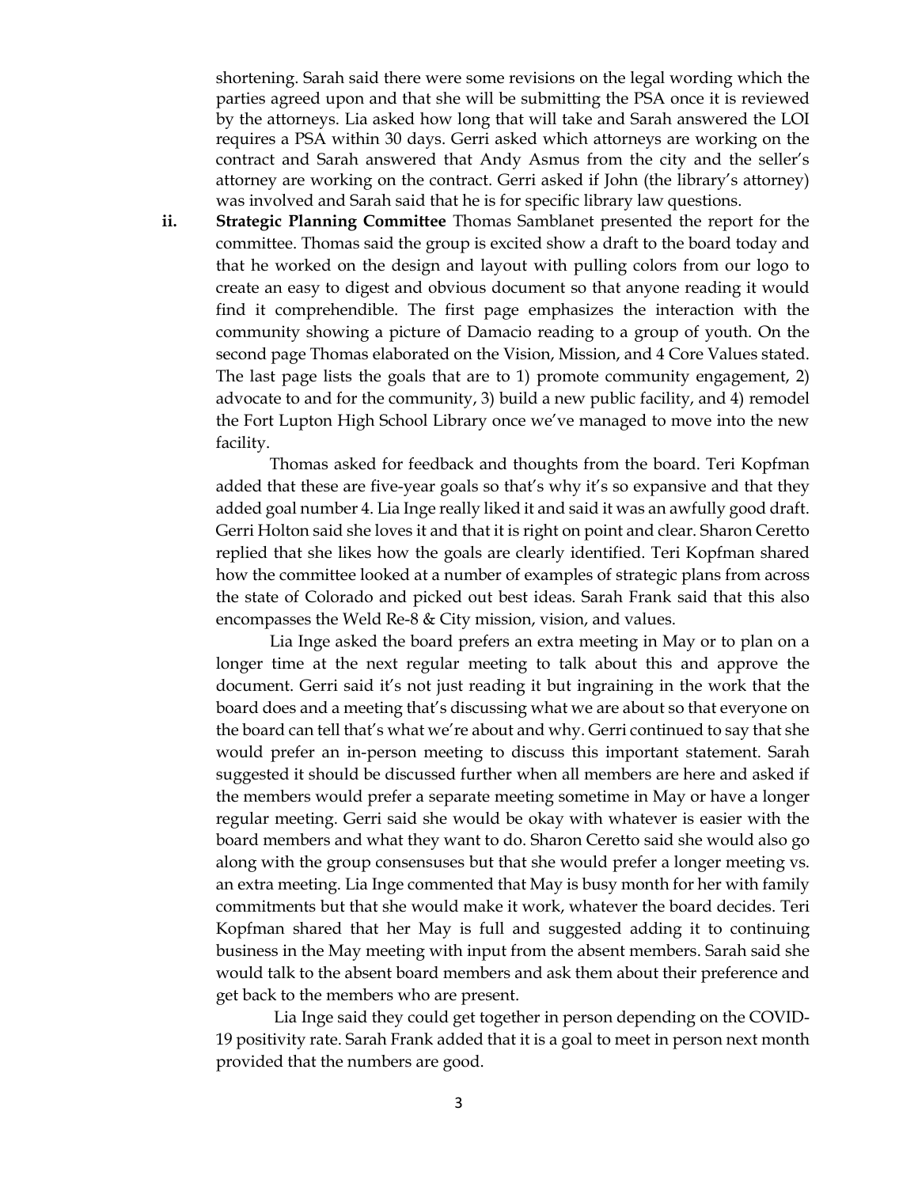shortening. Sarah said there were some revisions on the legal wording which the parties agreed upon and that she will be submitting the PSA once it is reviewed by the attorneys. Lia asked how long that will take and Sarah answered the LOI requires a PSA within 30 days. Gerri asked which attorneys are working on the contract and Sarah answered that Andy Asmus from the city and the seller's attorney are working on the contract. Gerri asked if John (the library's attorney) was involved and Sarah said that he is for specific library law questions.

ii. **Strategic Planning Committee** Thomas Samblanet presented the report for the committee. Thomas said the group is excited show a draft to the board today and that he worked on the design and layout with pulling colors from our logo to create an easy to digest and obvious document so that anyone reading it would find it comprehendible. The first page emphasizes the interaction with the community showing a picture of Damacio reading to a group of youth. On the second page Thomas elaborated on the Vision, Mission, and 4 Core Values stated. The last page lists the goals that are to 1) promote community engagement, 2) advocate to and for the community, 3) build a new public facility, and 4) remodel the Fort Lupton High School Library once we've managed to move into the new facility.

Thomas asked for feedback and thoughts from the board. Teri Kopfman added that these are five-year goals so that's why it's so expansive and that they added goal number 4. Lia Inge really liked it and said it was an awfully good draft. Gerri Holton said she loves it and that it is right on point and clear. Sharon Ceretto replied that she likes how the goals are clearly identified. Teri Kopfman shared how the committee looked at a number of examples of strategic plans from across the state of Colorado and picked out best ideas. Sarah Frank said that this also encompasses the Weld Re-8 & City mission, vision, and values.

Lia Inge asked the board prefers an extra meeting in May or to plan on a longer time at the next regular meeting to talk about this and approve the document. Gerri said it's not just reading it but ingraining in the work that the board does and a meeting that's discussing what we are about so that everyone on the board can tell that's what we're about and why. Gerri continued to say that she would prefer an in-person meeting to discuss this important statement. Sarah suggested it should be discussed further when all members are here and asked if the members would prefer a separate meeting sometime in May or have a longer regular meeting. Gerri said she would be okay with whatever is easier with the board members and what they want to do. Sharon Ceretto said she would also go along with the group consensuses but that she would prefer a longer meeting vs. an extra meeting. Lia Inge commented that May is busy month for her with family commitments but that she would make it work, whatever the board decides. Teri Kopfman shared that her May is full and suggested adding it to continuing business in the May meeting with input from the absent members. Sarah said she would talk to the absent board members and ask them about their preference and get back to the members who are present.

Lia Inge said they could get together in person depending on the COVID-19 positivity rate. Sarah Frank added that it is a goal to meet in person next month provided that the numbers are good.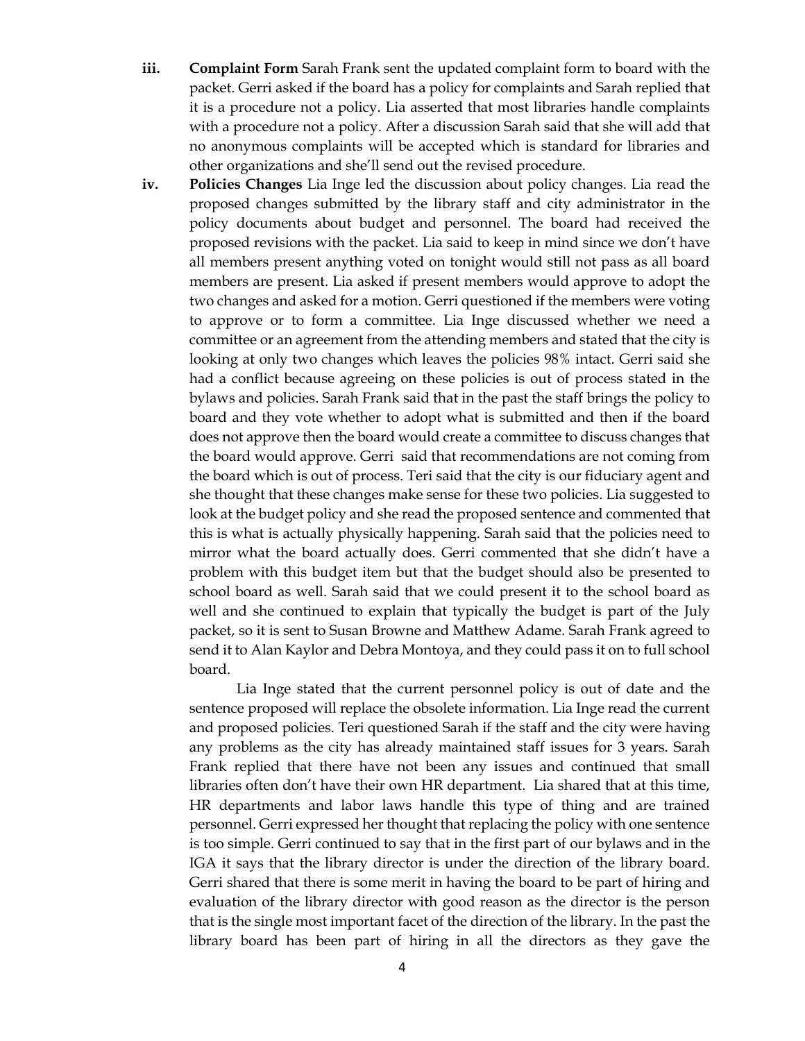iii. **Complaint Form** Sarah Frank sent the updated complaint form to board with the packet. Gerri asked if the board has a policy for complaints and Sarah replied that it is a procedure not a policy. Lia asserted that most libraries handle complaints with a procedure not a policy. After a discussion Sarah said that she will add that no anonymous complaints will be accepted which is standard for libraries and other organizations and she'll send out the revised procedure.

iv. **Policies Changes** Lia Inge led the discussion about policy changes. Lia read the proposed changes submitted by the library staff and city administrator in the policy documents about budget and personnel. The board had received the proposed revisions with the packet. Lia said to keep in mind since we don't have all members present anything voted on tonight would still not pass as all board members are present. Lia asked if present members would approve to adopt the two changes and asked for a motion. Gerri questioned if the members were voting to approve or to form a committee. Lia Inge discussed whether we need a committee or an agreement from the attending members and stated that the city is looking at only two changes which leaves the policies 98% intact. Gerri said she had a conflict because agreeing on these policies is out of process stated in the bylaws and policies. Sarah Frank said that in the past the staff brings the policy to board and they vote whether to adopt what is submitted and then if the board does not approve then the board would create a committee to discuss changes that the board would approve. Gerri said that recommendations are not coming from the board which is out of process. Teri said that the city is our fiduciary agent and she thought that these changes make sense for these two policies. Lia suggested to look at the budget policy and she read the proposed sentence and commented that this is what is actually physically happening. Sarah said that the policies need to mirror what the board actually does. Gerri commented that she didn't have a problem with this budget item but that the budget should also be presented to school board as well. Sarah said that we could present it to the school board as well and she continued to explain that typically the budget is part of the July packet, so it is sent to Susan Browne and Matthew Adame. Sarah Frank agreed to send it to Alan Kaylor and Debra Montoya, and they could pass it on to full school board.

Lia Inge stated that the current personnel policy is out of date and the sentence proposed will replace the obsolete information. Lia Inge read the current and proposed policies. Teri questioned Sarah if the staff and the city were having any problems as the city has already maintained staff issues for 3 years. Sarah Frank replied that there have not been any issues and continued that small libraries often don't have their own HR department. Lia shared that at this time, HR departments and labor laws handle this type of thing and are trained personnel. Gerri expressed her thought that replacing the policy with one sentence is too simple. Gerri continued to say that in the first part of our bylaws and in the IGA it says that the library director is under the direction of the library board. Gerri shared that there is some merit in having the board to be part of hiring and evaluation of the library director with good reason as the director is the person that is the single most important facet of the direction of the library. In the past the library board has been part of hiring in all the directors as they gave the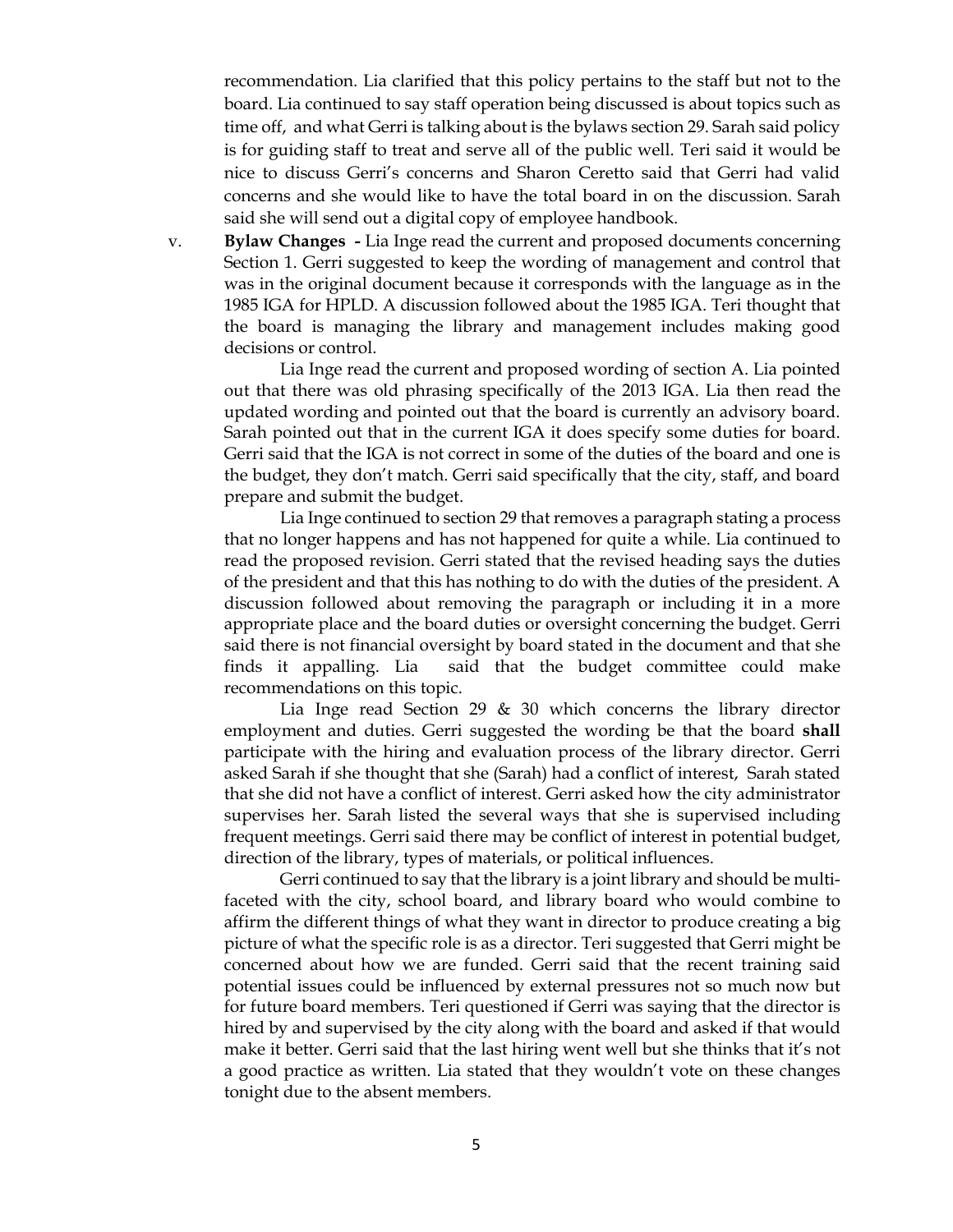recommendation. Lia clarified that this policy pertains to the staff but not to the board. Lia continued to say staff operation being discussed is about topics such as time off, and what Gerri is talking about is the bylaws section 29. Sarah said policy is for guiding staff to treat and serve all of the public well. Teri said it would be nice to discuss Gerri's concerns and Sharon Ceretto said that Gerri had valid concerns and she would like to have the total board in on the discussion. Sarah said she will send out a digital copy of employee handbook.

v. **Bylaw Changes -** Lia Inge read the current and proposed documents concerning Section 1. Gerri suggested to keep the wording of management and control that was in the original document because it corresponds with the language as in the 1985 IGA for HPLD. A discussion followed about the 1985 IGA. Teri thought that the board is managing the library and management includes making good decisions or control.

Lia Inge read the current and proposed wording of section A. Lia pointed out that there was old phrasing specifically of the 2013 IGA. Lia then read the updated wording and pointed out that the board is currently an advisory board. Sarah pointed out that in the current IGA it does specify some duties for board. Gerri said that the IGA is not correct in some of the duties of the board and one is the budget, they don't match. Gerri said specifically that the city, staff, and board prepare and submit the budget.

Lia Inge continued to section 29 that removes a paragraph stating a process that no longer happens and has not happened for quite a while. Lia continued to read the proposed revision. Gerri stated that the revised heading says the duties of the president and that this has nothing to do with the duties of the president. A discussion followed about removing the paragraph or including it in a more appropriate place and the board duties or oversight concerning the budget. Gerri said there is not financial oversight by board stated in the document and that she finds it appalling. Lia said that the budget committee could make recommendations on this topic.

Lia Inge read Section 29 & 30 which concerns the library director employment and duties. Gerri suggested the wording be that the board **shall** participate with the hiring and evaluation process of the library director. Gerri asked Sarah if she thought that she (Sarah) had a conflict of interest, Sarah stated that she did not have a conflict of interest. Gerri asked how the city administrator supervises her. Sarah listed the several ways that she is supervised including frequent meetings. Gerri said there may be conflict of interest in potential budget, direction of the library, types of materials, or political influences.

Gerri continued to say that the library is a joint library and should be multi-faceted with the city, school board, and library board who would combine to affirm the different things of what they want in director to produce creating a big picture of what the specific role is as a director. Teri suggested that Gerri might be concerned about how we are funded. Gerri said that the recent training said potential issues could be influenced by external pressures not so much now but for future board members. Teri questioned if Gerri was saying that the director is hired by and supervised by the city along with the board and asked if that would make it better. Gerri said that the last hiring went well but she thinks that it's not a good practice as written. Lia stated that they wouldn't vote on these changes tonight due to the absent members.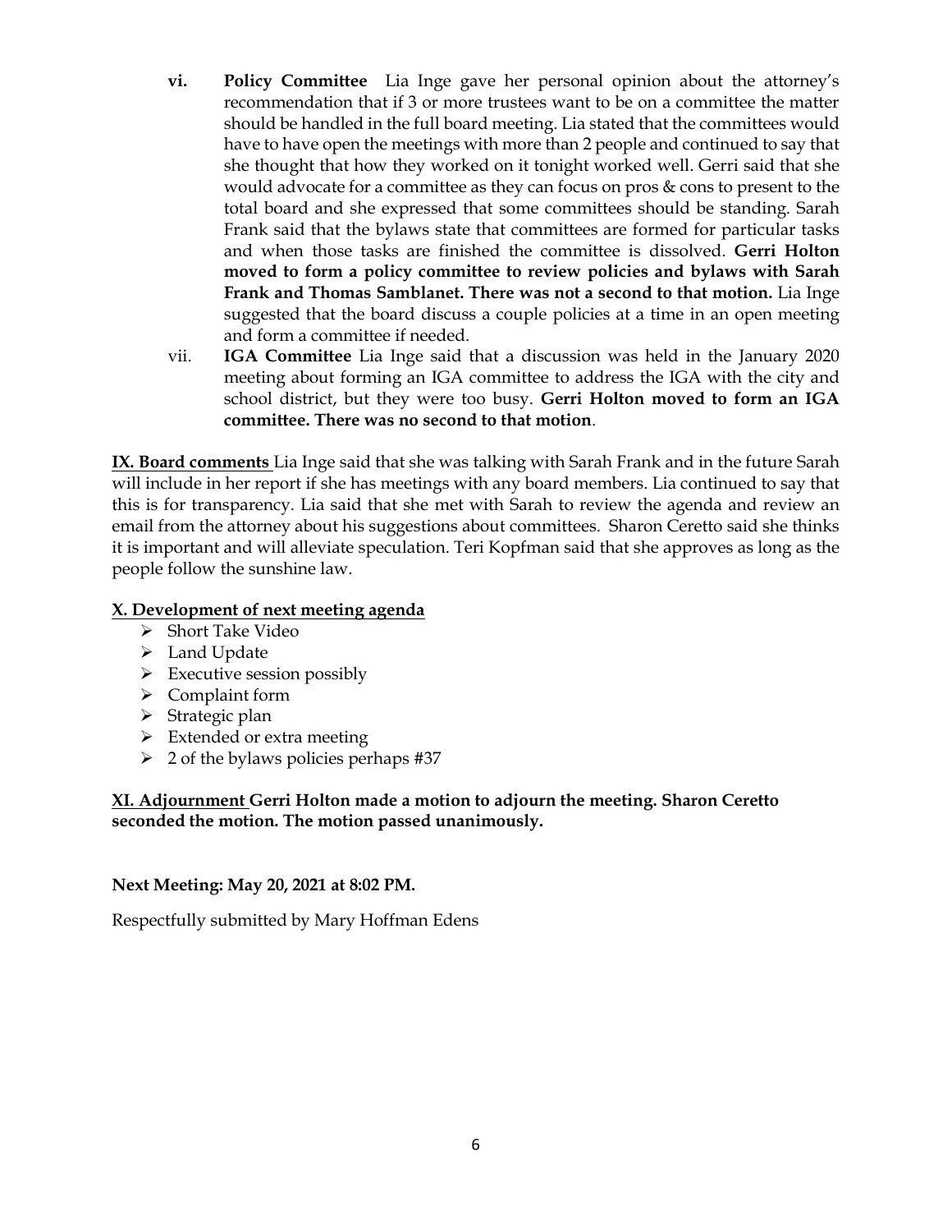vi. **Policy Committee** Lia Inge gave her personal opinion about the attorney's recommendation that if 3 or more trustees want to be on a committee the matter should be handled in the full board meeting. Lia stated that the committees would have to have open the meetings with more than 2 people and continued to say that she thought that how they worked on it tonight worked well. Gerri said that she would advocate for a committee as they can focus on pros & cons to present to the total board and she expressed that some committees should be standing. Sarah Frank said that the bylaws state that committees are formed for particular tasks and when those tasks are finished the committee is dissolved. **Gerri Holton moved to form a policy committee to review policies and bylaws with Sarah Frank and Thomas Samblanet. There was not a second to that motion.** Lia Inge suggested that the board discuss a couple policies at a time in an open meeting and form a committee if needed.

vii. **IGA Committee** Lia Inge said that a discussion was held in the January 2020 meeting about forming an IGA committee to address the IGA with the city and school district, but they were too busy. **Gerri Holton moved to form an IGA committee. There was no second to that motion**.

**IX. Board comments** Lia Inge said that she was talking with Sarah Frank and in the future Sarah will include in her report if she has meetings with any board members. Lia continued to say that this is for transparency. Lia said that she met with Sarah to review the agenda and review an email from the attorney about his suggestions about committees. Sharon Ceretto said she thinks it is important and will alleviate speculation. Teri Kopfman said that she approves as long as the people follow the sunshine law.

**X. Development of next meeting agenda**

- Short Take Video
- Land Update
- Executive session possibly
- Complaint form
- Strategic plan
- Extended or extra meeting
- 2 of the bylaws policies perhaps #37

**XI. Adjournment Gerri Holton made a motion to adjourn the meeting. Sharon Ceretto seconded the motion. The motion passed unanimously.**

**Next Meeting: May 20, 2021 at 8:02 PM.**

Respectfully submitted by Mary Hoffman Edens